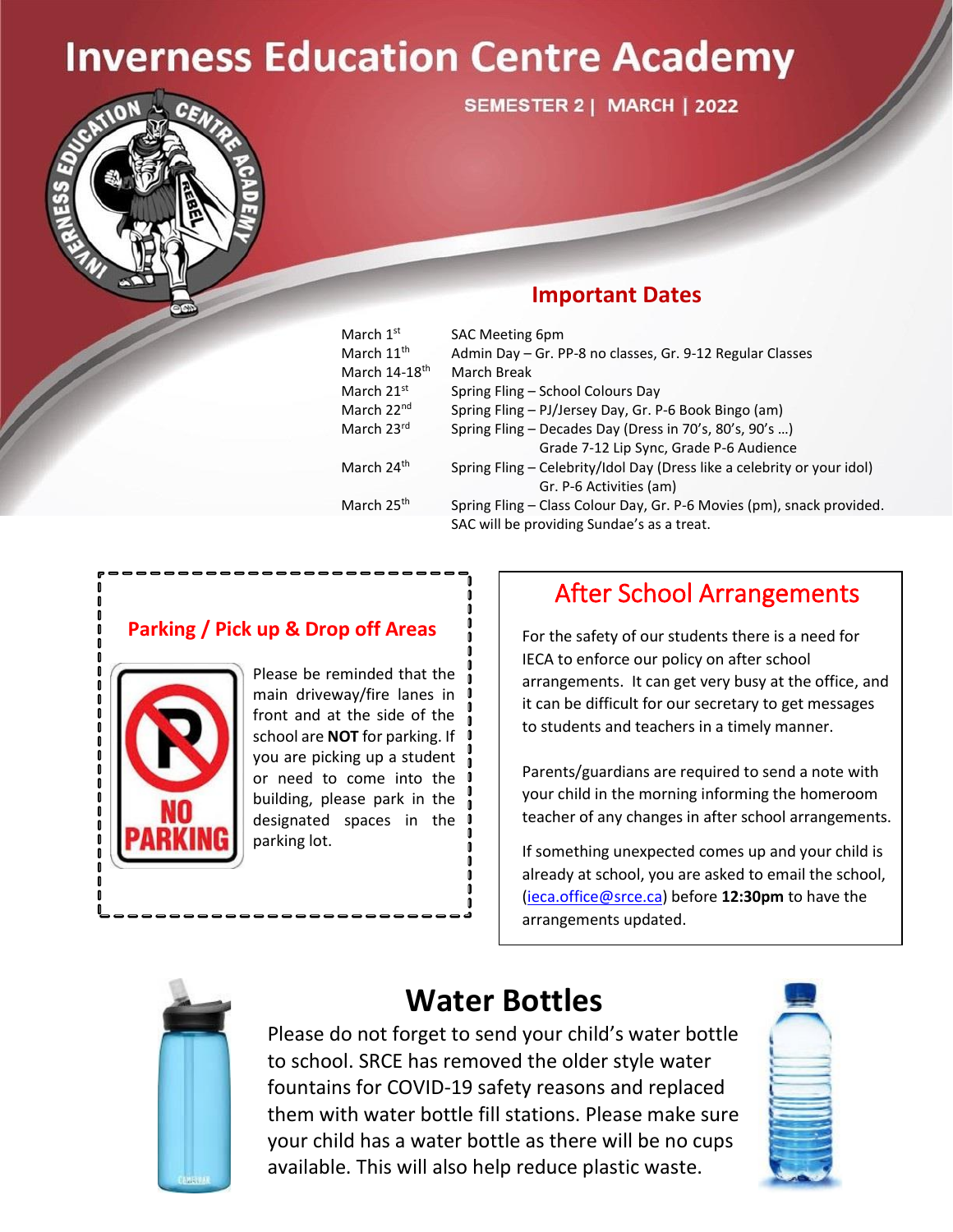# Inverness Education Centre Academy

SEMESTER 2 | MARCH | 2022

## Important Dates

| | |
|---|---|
| March 1st | SAC Meeting 6pm |
| March 11th | Admin Day – Gr. PP-8 no classes, Gr. 9-12 Regular Classes |
| March 14-18th | March Break |
| March 21st | Spring Fling – School Colours Day |
| March 22nd | Spring Fling – PJ/Jersey Day, Gr. P-6 Book Bingo (am) |
| March 23rd | Spring Fling – Decades Day (Dress in 70's, 80's, 90's …) Grade 7-12 Lip Sync, Grade P-6 Audience |
| March 24th | Spring Fling – Celebrity/Idol Day (Dress like a celebrity or your idol) Gr. P-6 Activities (am) |
| March 25th | Spring Fling – Class Colour Day, Gr. P-6 Movies (pm), snack provided. SAC will be providing Sundae's as a treat. |

## Parking / Pick up & Drop off Areas

Please be reminded that the main driveway/fire lanes in front and at the side of the school are **NOT** for parking. If you are picking up a student or need to come into the building, please park in the designated spaces in the parking lot.

## After School Arrangements

For the safety of our students there is a need for IECA to enforce our policy on after school arrangements. It can get very busy at the office, and it can be difficult for our secretary to get messages to students and teachers in a timely manner.

Parents/guardians are required to send a note with your child in the morning informing the homeroom teacher of any changes in after school arrangements.

If something unexpected comes up and your child is already at school, you are asked to email the school, (ieca.office@srce.ca) before **12:30pm** to have the arrangements updated.

## Water Bottles

Please do not forget to send your child's water bottle to school. SRCE has removed the older style water fountains for COVID-19 safety reasons and replaced them with water bottle fill stations. Please make sure your child has a water bottle as there will be no cups available. This will also help reduce plastic waste.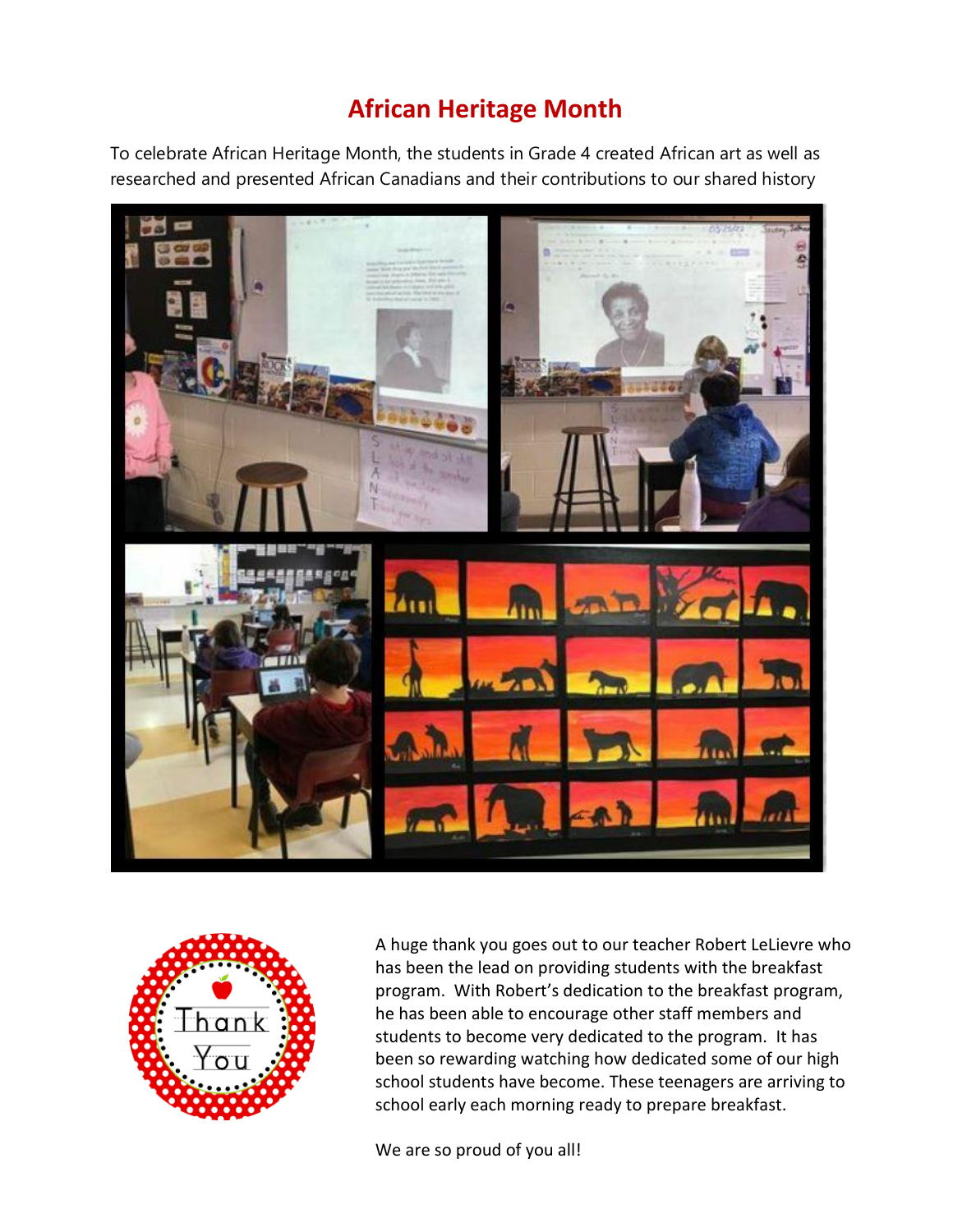# African Heritage Month

To celebrate African Heritage Month, the students in Grade 4 created African art as well as researched and presented African Canadians and their contributions to our shared history

A huge thank you goes out to our teacher Robert LeLievre who has been the lead on providing students with the breakfast program. With Robert's dedication to the breakfast program, he has been able to encourage other staff members and students to become very dedicated to the program. It has been so rewarding watching how dedicated some of our high school students have become. These teenagers are arriving to school early each morning ready to prepare breakfast.

We are so proud of you all!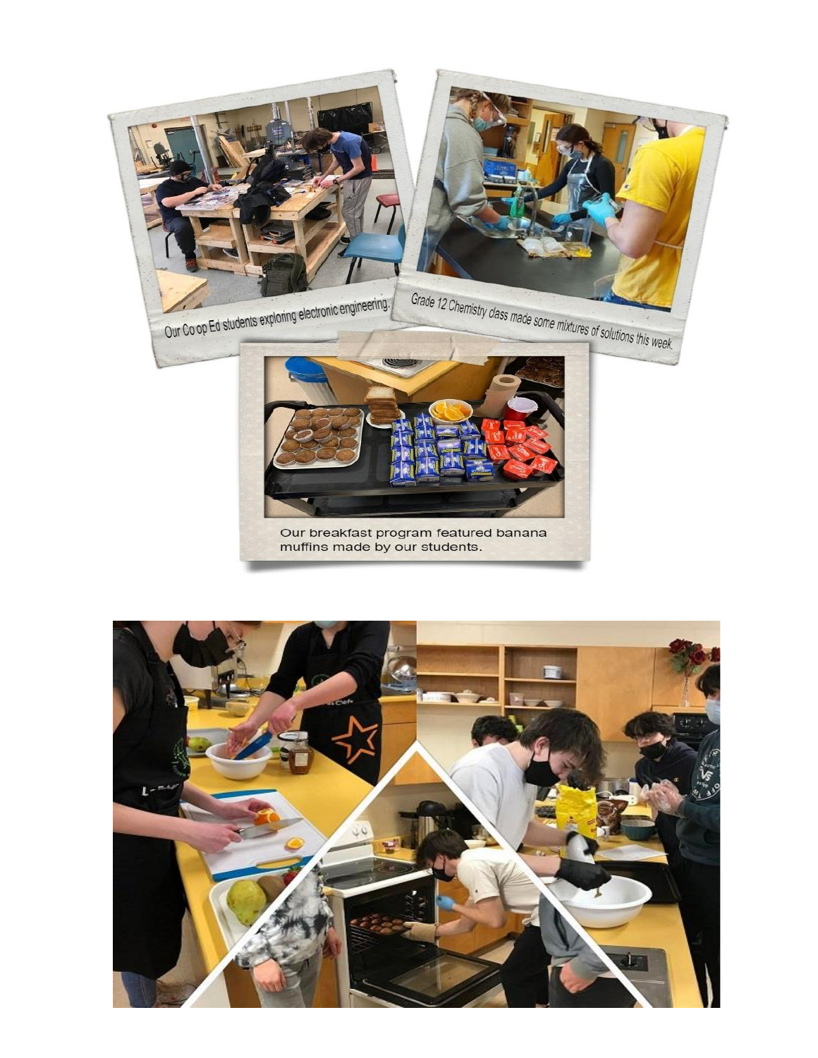Our Co op Ed students exploring electronic engineering.

Grade 12 Chemistry class made some mixtures of solutions this week.

Our breakfast program featured banana muffins made by our students.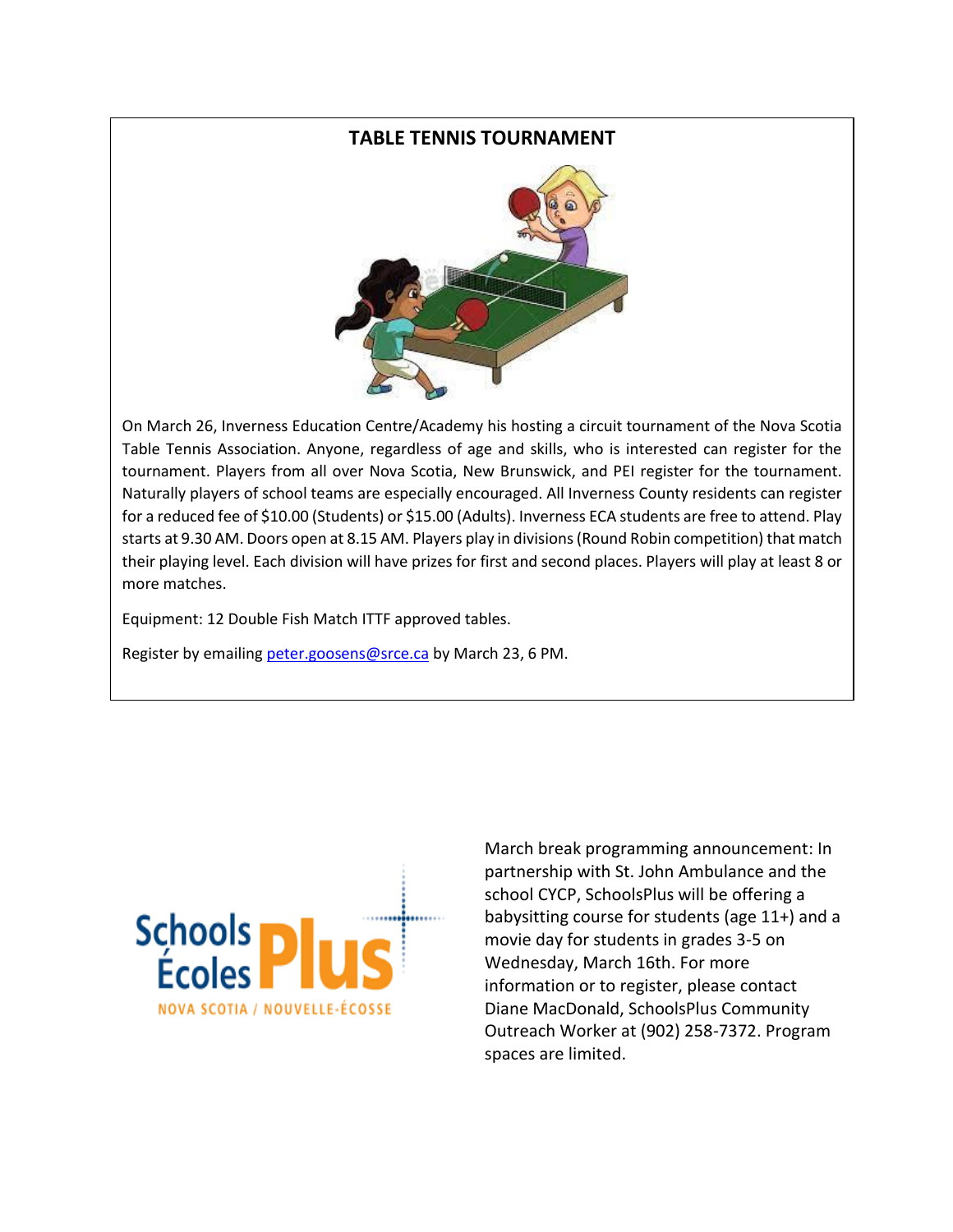## TABLE TENNIS TOURNAMENT

On March 26, Inverness Education Centre/Academy his hosting a circuit tournament of the Nova Scotia Table Tennis Association. Anyone, regardless of age and skills, who is interested can register for the tournament. Players from all over Nova Scotia, New Brunswick, and PEI register for the tournament. Naturally players of school teams are especially encouraged. All Inverness County residents can register for a reduced fee of $10.00 (Students) or $15.00 (Adults). Inverness ECA students are free to attend. Play starts at 9.30 AM. Doors open at 8.15 AM. Players play in divisions (Round Robin competition) that match their playing level. Each division will have prizes for first and second places. Players will play at least 8 or more matches.

Equipment: 12 Double Fish Match ITTF approved tables.

Register by emailing peter.goosens@srce.ca by March 23, 6 PM.

Schools Écoles Plus
NOVA SCOTIA / NOUVELLE-ÉCOSSE

March break programming announcement: In partnership with St. John Ambulance and the school CYCP, SchoolsPlus will be offering a babysitting course for students (age 11+) and a movie day for students in grades 3-5 on Wednesday, March 16th. For more information or to register, please contact Diane MacDonald, SchoolsPlus Community Outreach Worker at (902) 258-7372. Program spaces are limited.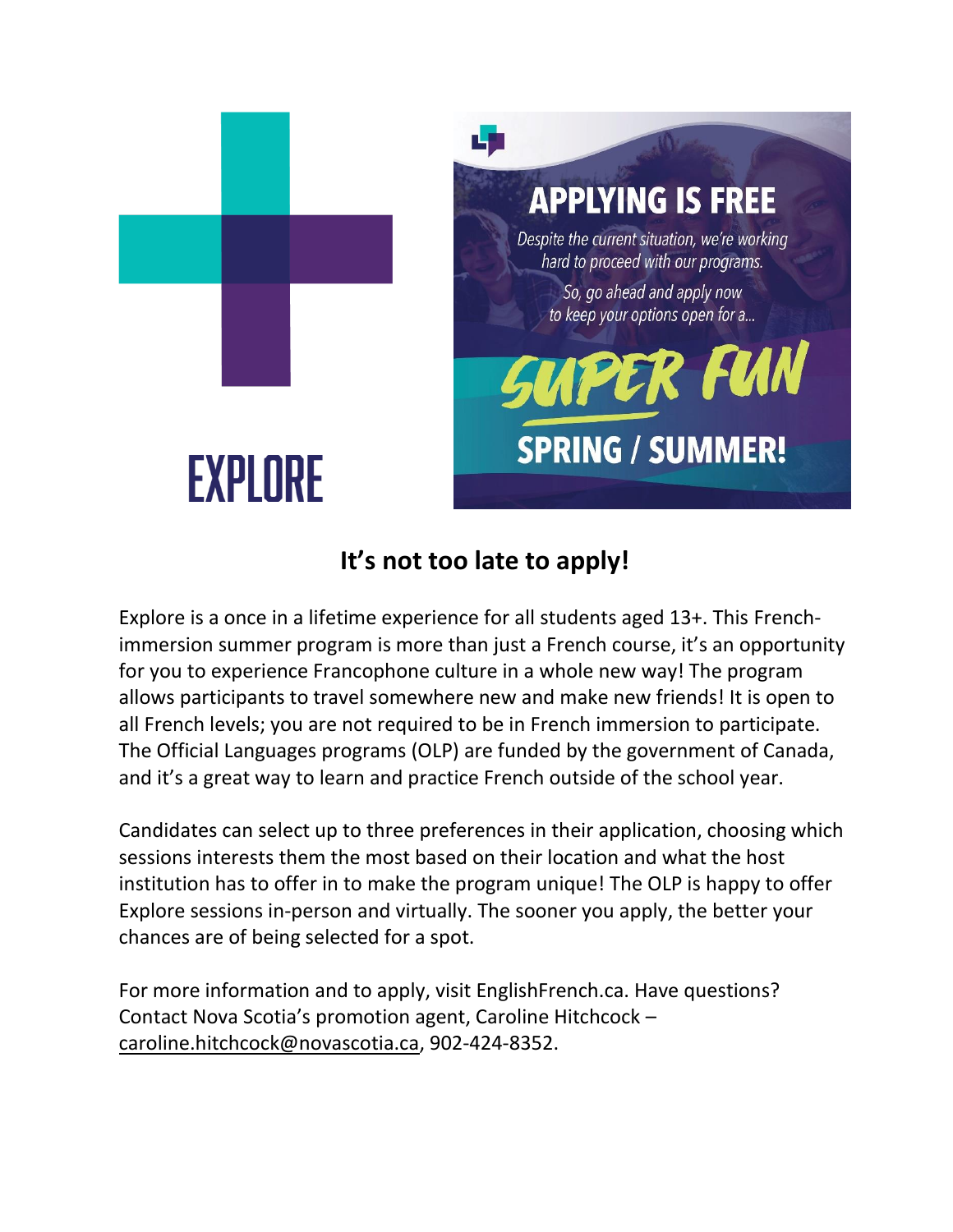EXPLORE

APPLYING IS FREE

*Despite the current situation, we're working hard to proceed with our programs.*

*So, go ahead and apply now to keep your options open for a...*

SUPER FUN

SPRING / SUMMER!

## It's not too late to apply!

Explore is a once in a lifetime experience for all students aged 13+. This French-immersion summer program is more than just a French course, it's an opportunity for you to experience Francophone culture in a whole new way! The program allows participants to travel somewhere new and make new friends! It is open to all French levels; you are not required to be in French immersion to participate. The Official Languages programs (OLP) are funded by the government of Canada, and it's a great way to learn and practice French outside of the school year.

Candidates can select up to three preferences in their application, choosing which sessions interests them the most based on their location and what the host institution has to offer in to make the program unique! The OLP is happy to offer Explore sessions in-person and virtually. The sooner you apply, the better your chances are of being selected for a spot.

For more information and to apply, visit EnglishFrench.ca. Have questions? Contact Nova Scotia's promotion agent, Caroline Hitchcock – caroline.hitchcock@novascotia.ca, 902-424-8352.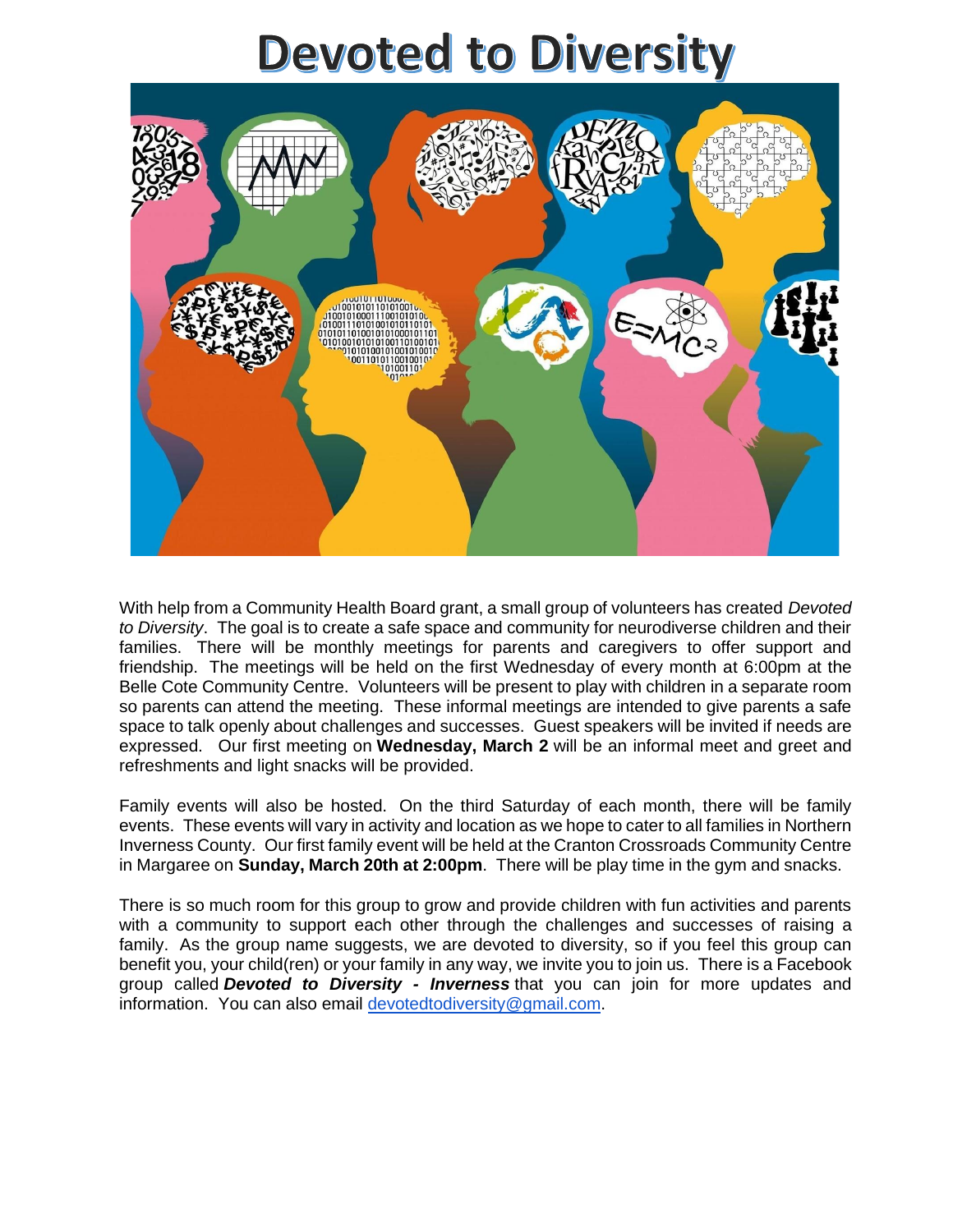# Devoted to Diversity

With help from a Community Health Board grant, a small group of volunteers has created *Devoted to Diversity*. The goal is to create a safe space and community for neurodiverse children and their families. There will be monthly meetings for parents and caregivers to offer support and friendship. The meetings will be held on the first Wednesday of every month at 6:00pm at the Belle Cote Community Centre. Volunteers will be present to play with children in a separate room so parents can attend the meeting. These informal meetings are intended to give parents a safe space to talk openly about challenges and successes. Guest speakers will be invited if needs are expressed. Our first meeting on **Wednesday, March 2** will be an informal meet and greet and refreshments and light snacks will be provided.

Family events will also be hosted. On the third Saturday of each month, there will be family events. These events will vary in activity and location as we hope to cater to all families in Northern Inverness County. Our first family event will be held at the Cranton Crossroads Community Centre in Margaree on **Sunday, March 20th at 2:00pm**. There will be play time in the gym and snacks.

There is so much room for this group to grow and provide children with fun activities and parents with a community to support each other through the challenges and successes of raising a family. As the group name suggests, we are devoted to diversity, so if you feel this group can benefit you, your child(ren) or your family in any way, we invite you to join us. There is a Facebook group called ***Devoted to Diversity - Inverness*** that you can join for more updates and information. You can also email devotedtodiversity@gmail.com.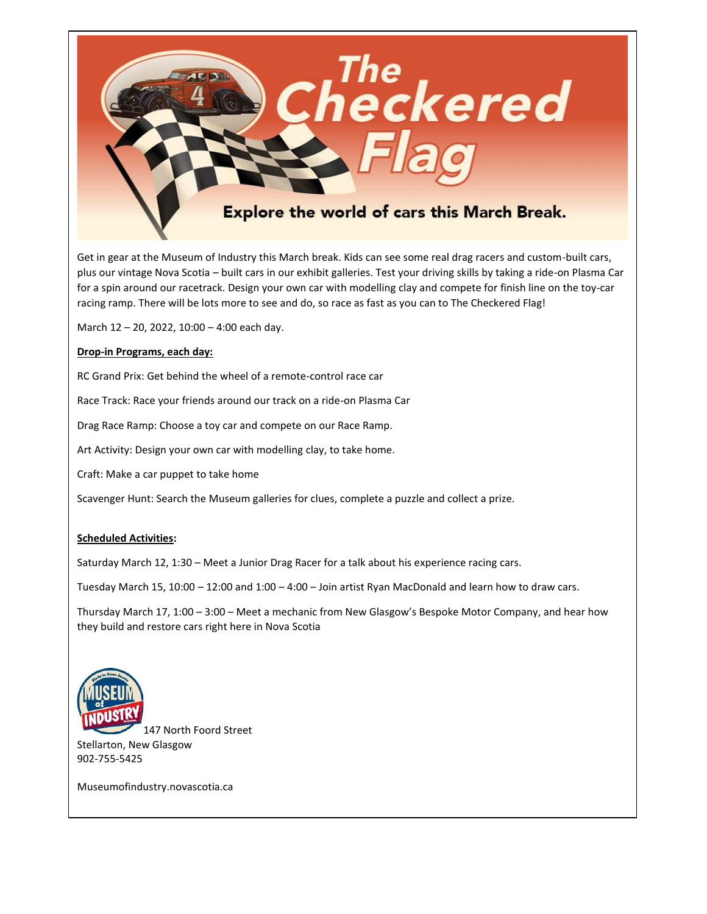# The Checkered Flag

## Explore the world of cars this March Break.

Get in gear at the Museum of Industry this March break. Kids can see some real drag racers and custom-built cars, plus our vintage Nova Scotia – built cars in our exhibit galleries. Test your driving skills by taking a ride-on Plasma Car for a spin around our racetrack. Design your own car with modelling clay and compete for finish line on the toy-car racing ramp. There will be lots more to see and do, so race as fast as you can to The Checkered Flag!

March 12 – 20, 2022, 10:00 – 4:00 each day.

**Drop-in Programs, each day:**

RC Grand Prix: Get behind the wheel of a remote-control race car

Race Track: Race your friends around our track on a ride-on Plasma Car

Drag Race Ramp: Choose a toy car and compete on our Race Ramp.

Art Activity: Design your own car with modelling clay, to take home.

Craft: Make a car puppet to take home

Scavenger Hunt: Search the Museum galleries for clues, complete a puzzle and collect a prize.

**Scheduled Activities:**

Saturday March 12, 1:30 – Meet a Junior Drag Racer for a talk about his experience racing cars.

Tuesday March 15, 10:00 – 12:00 and 1:00 – 4:00 – Join artist Ryan MacDonald and learn how to draw cars.

Thursday March 17, 1:00 – 3:00 – Meet a mechanic from New Glasgow's Bespoke Motor Company, and hear how they build and restore cars right here in Nova Scotia

147 North Foord Street
Stellarton, New Glasgow
902-755-5425

Museumofindustry.novascotia.ca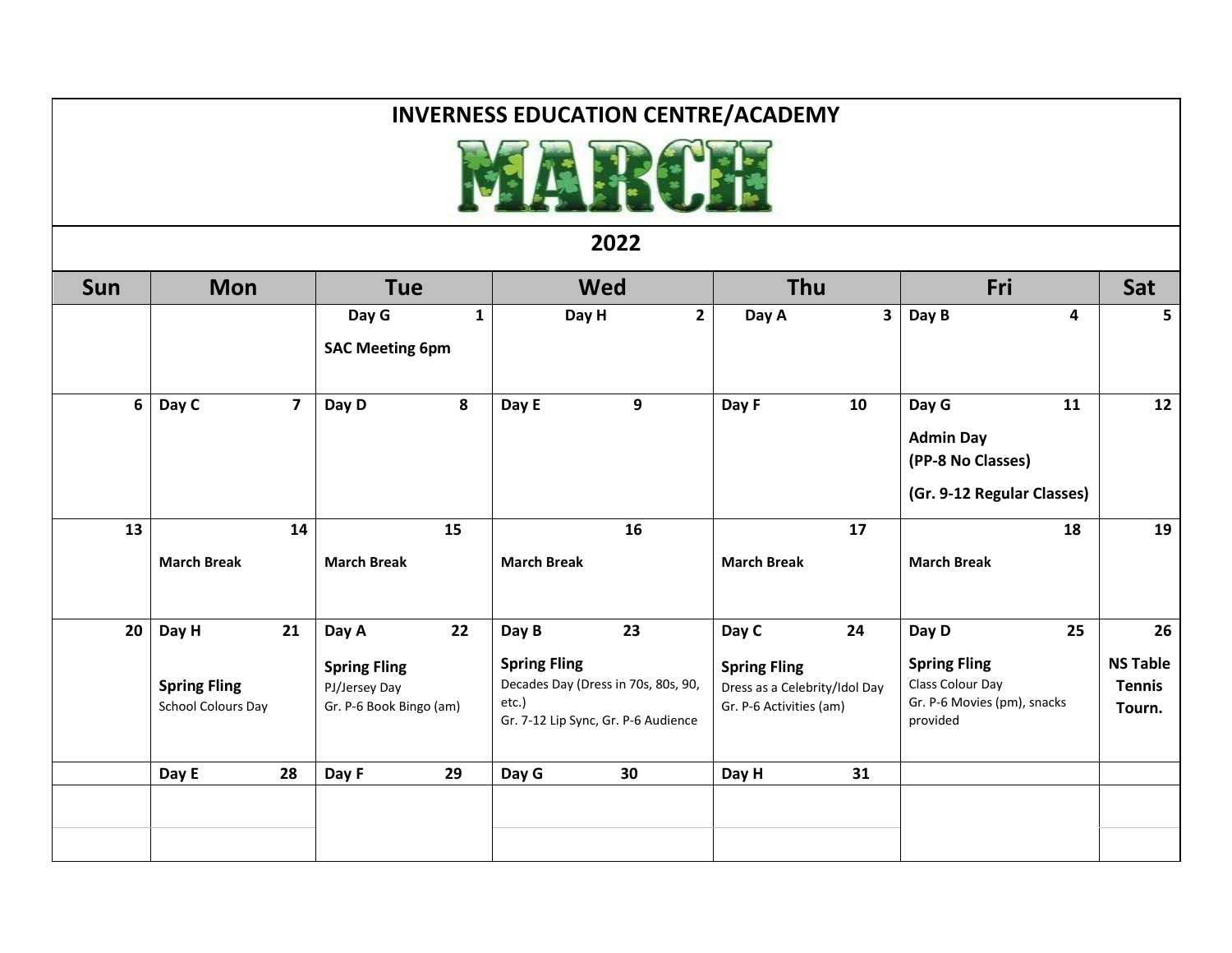# INVERNESS EDUCATION CENTRE/ACADEMY

## MARCH

## 2022

| Sun | Mon | Tue | Wed | Thu | Fri | Sat |
|---|---|---|---|---|---|---|
| | | Day G 1<br>**SAC Meeting 6pm** | Day H 2 | Day A 3 | Day B 4 | 5 |
| 6 | Day C 7 | Day D 8 | Day E 9 | Day F 10 | Day G 11<br>**Admin Day**<br>**(PP-8 No Classes)**<br>**(Gr. 9-12 Regular Classes)** | 12 |
| 13 | 14<br>**March Break** | 15<br>**March Break** | 16<br>**March Break** | 17<br>**March Break** | 18<br>**March Break** | 19 |
| 20 | Day H 21<br>**Spring Fling**<br>School Colours Day | Day A 22<br>**Spring Fling**<br>PJ/Jersey Day<br>Gr. P-6 Book Bingo (am) | Day B 23<br>**Spring Fling**<br>Decades Day (Dress in 70s, 80s, 90, etc.)<br>Gr. 7-12 Lip Sync, Gr. P-6 Audience | Day C 24<br>**Spring Fling**<br>Dress as a Celebrity/Idol Day<br>Gr. P-6 Activities (am) | Day D 25<br>**Spring Fling**<br>Class Colour Day<br>Gr. P-6 Movies (pm), snacks provided | 26<br>**NS Table Tennis Tourn.** |
| | Day E 28 | Day F 29 | Day G 30 | Day H 31 | | |